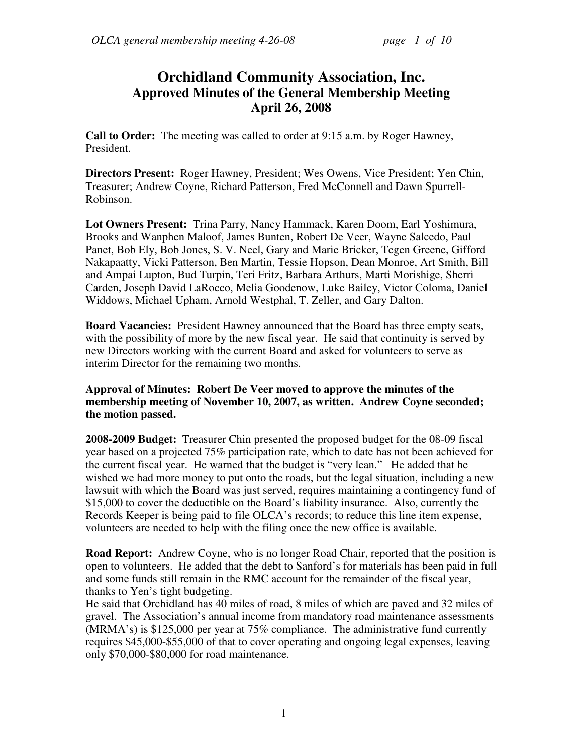# Orchidland Community Association, Inc.
## Approved Minutes of the General Membership Meeting
## April 26, 2008

**Call to Order:** The meeting was called to order at 9:15 a.m. by Roger Hawney, President.

**Directors Present:** Roger Hawney, President; Wes Owens, Vice President; Yen Chin, Treasurer; Andrew Coyne, Richard Patterson, Fred McConnell and Dawn Spurrell-Robinson.

**Lot Owners Present:** Trina Parry, Nancy Hammack, Karen Doom, Earl Yoshimura, Brooks and Wanphen Maloof, James Bunten, Robert De Veer, Wayne Salcedo, Paul Panet, Bob Ely, Bob Jones, S. V. Neel, Gary and Marie Bricker, Tegen Greene, Gifford Nakapaatty, Vicki Patterson, Ben Martin, Tessie Hopson, Dean Monroe, Art Smith, Bill and Ampai Lupton, Bud Turpin, Teri Fritz, Barbara Arthurs, Marti Morishige, Sherri Carden, Joseph David LaRocco, Melia Goodenow, Luke Bailey, Victor Coloma, Daniel Widdows, Michael Upham, Arnold Westphal, T. Zeller, and Gary Dalton.

**Board Vacancies:** President Hawney announced that the Board has three empty seats, with the possibility of more by the new fiscal year. He said that continuity is served by new Directors working with the current Board and asked for volunteers to serve as interim Director for the remaining two months.

**Approval of Minutes: Robert De Veer moved to approve the minutes of the membership meeting of November 10, 2007, as written. Andrew Coyne seconded; the motion passed.**

**2008-2009 Budget:** Treasurer Chin presented the proposed budget for the 08-09 fiscal year based on a projected 75% participation rate, which to date has not been achieved for the current fiscal year. He warned that the budget is "very lean." He added that he wished we had more money to put onto the roads, but the legal situation, including a new lawsuit with which the Board was just served, requires maintaining a contingency fund of $15,000 to cover the deductible on the Board's liability insurance. Also, currently the Records Keeper is being paid to file OLCA's records; to reduce this line item expense, volunteers are needed to help with the filing once the new office is available.

**Road Report:** Andrew Coyne, who is no longer Road Chair, reported that the position is open to volunteers. He added that the debt to Sanford's for materials has been paid in full and some funds still remain in the RMC account for the remainder of the fiscal year, thanks to Yen's tight budgeting.
He said that Orchidland has 40 miles of road, 8 miles of which are paved and 32 miles of gravel. The Association's annual income from mandatory road maintenance assessments (MRMA's) is $125,000 per year at 75% compliance. The administrative fund currently requires $45,000-$55,000 of that to cover operating and ongoing legal expenses, leaving only $70,000-$80,000 for road maintenance.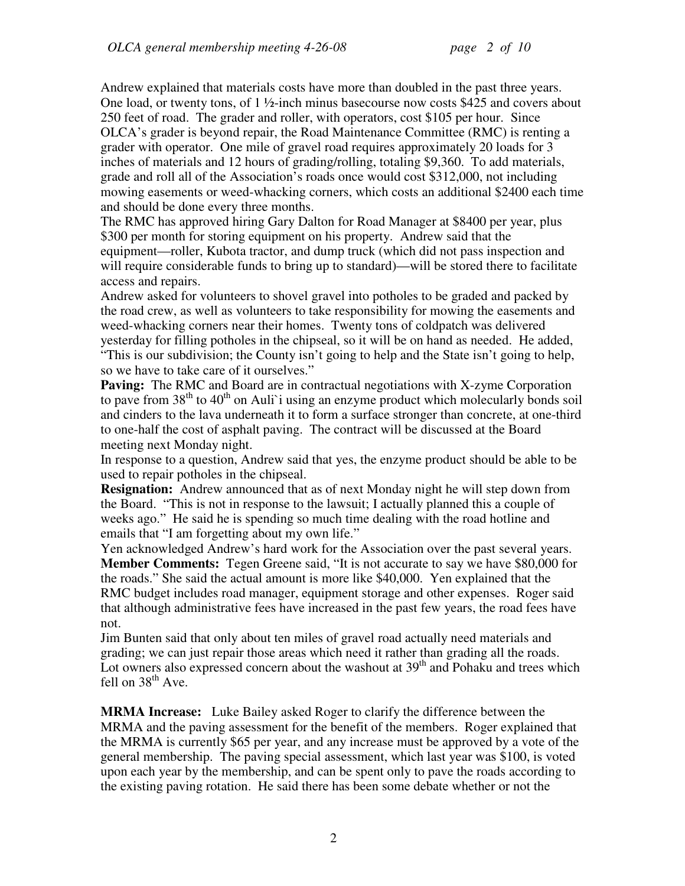Andrew explained that materials costs have more than doubled in the past three years. One load, or twenty tons, of 1 ½-inch minus basecourse now costs $425 and covers about 250 feet of road. The grader and roller, with operators, cost $105 per hour. Since OLCA's grader is beyond repair, the Road Maintenance Committee (RMC) is renting a grader with operator. One mile of gravel road requires approximately 20 loads for 3 inches of materials and 12 hours of grading/rolling, totaling $9,360. To add materials, grade and roll all of the Association's roads once would cost $312,000, not including mowing easements or weed-whacking corners, which costs an additional $2400 each time and should be done every three months.

The RMC has approved hiring Gary Dalton for Road Manager at $8400 per year, plus $300 per month for storing equipment on his property. Andrew said that the equipment—roller, Kubota tractor, and dump truck (which did not pass inspection and will require considerable funds to bring up to standard)—will be stored there to facilitate access and repairs.

Andrew asked for volunteers to shovel gravel into potholes to be graded and packed by the road crew, as well as volunteers to take responsibility for mowing the easements and weed-whacking corners near their homes. Twenty tons of coldpatch was delivered yesterday for filling potholes in the chipseal, so it will be on hand as needed. He added, "This is our subdivision; the County isn't going to help and the State isn't going to help, so we have to take care of it ourselves."

**Paving:** The RMC and Board are in contractual negotiations with X-zyme Corporation to pave from 38th to 40th on Auli`i using an enzyme product which molecularly bonds soil and cinders to the lava underneath it to form a surface stronger than concrete, at one-third to one-half the cost of asphalt paving. The contract will be discussed at the Board meeting next Monday night.

In response to a question, Andrew said that yes, the enzyme product should be able to be used to repair potholes in the chipseal.

**Resignation:** Andrew announced that as of next Monday night he will step down from the Board. "This is not in response to the lawsuit; I actually planned this a couple of weeks ago." He said he is spending so much time dealing with the road hotline and emails that "I am forgetting about my own life."

Yen acknowledged Andrew's hard work for the Association over the past several years.

**Member Comments:** Tegen Greene said, "It is not accurate to say we have $80,000 for the roads." She said the actual amount is more like $40,000. Yen explained that the RMC budget includes road manager, equipment storage and other expenses. Roger said that although administrative fees have increased in the past few years, the road fees have not.

Jim Bunten said that only about ten miles of gravel road actually need materials and grading; we can just repair those areas which need it rather than grading all the roads. Lot owners also expressed concern about the washout at 39th and Pohaku and trees which fell on 38th Ave.

**MRMA Increase:** Luke Bailey asked Roger to clarify the difference between the MRMA and the paving assessment for the benefit of the members. Roger explained that the MRMA is currently $65 per year, and any increase must be approved by a vote of the general membership. The paving special assessment, which last year was $100, is voted upon each year by the membership, and can be spent only to pave the roads according to the existing paving rotation. He said there has been some debate whether or not the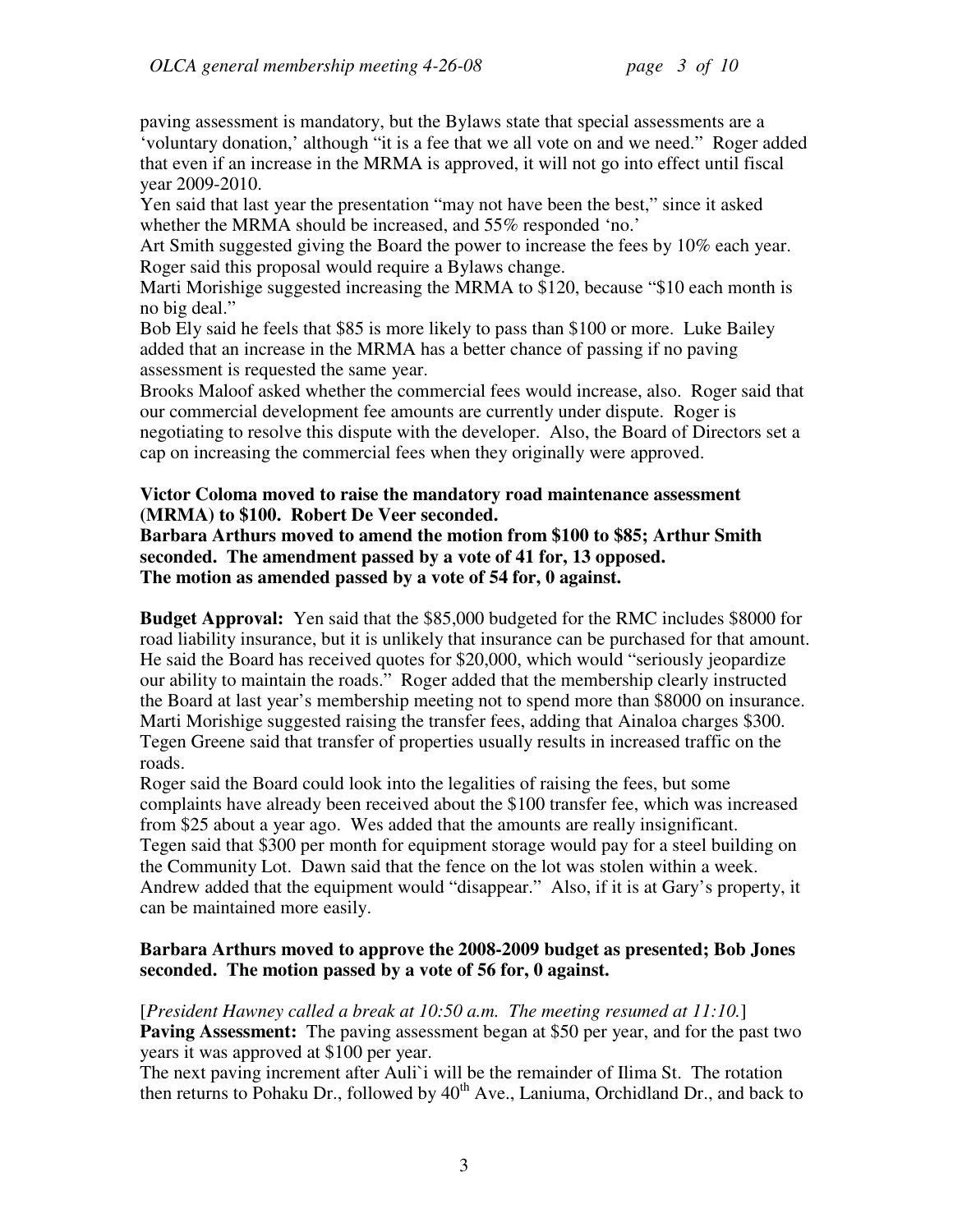paving assessment is mandatory, but the Bylaws state that special assessments are a 'voluntary donation,' although "it is a fee that we all vote on and we need." Roger added that even if an increase in the MRMA is approved, it will not go into effect until fiscal year 2009-2010.

Yen said that last year the presentation "may not have been the best," since it asked whether the MRMA should be increased, and 55% responded 'no.'

Art Smith suggested giving the Board the power to increase the fees by 10% each year. Roger said this proposal would require a Bylaws change.

Marti Morishige suggested increasing the MRMA to $120, because "$10 each month is no big deal."

Bob Ely said he feels that $85 is more likely to pass than $100 or more. Luke Bailey added that an increase in the MRMA has a better chance of passing if no paving assessment is requested the same year.

Brooks Maloof asked whether the commercial fees would increase, also. Roger said that our commercial development fee amounts are currently under dispute. Roger is negotiating to resolve this dispute with the developer. Also, the Board of Directors set a cap on increasing the commercial fees when they originally were approved.

**Victor Coloma moved to raise the mandatory road maintenance assessment (MRMA) to $100. Robert De Veer seconded.**
**Barbara Arthurs moved to amend the motion from $100 to $85; Arthur Smith seconded. The amendment passed by a vote of 41 for, 13 opposed.**
**The motion as amended passed by a vote of 54 for, 0 against.**

**Budget Approval:** Yen said that the $85,000 budgeted for the RMC includes $8000 for road liability insurance, but it is unlikely that insurance can be purchased for that amount. He said the Board has received quotes for $20,000, which would "seriously jeopardize our ability to maintain the roads." Roger added that the membership clearly instructed the Board at last year's membership meeting not to spend more than $8000 on insurance. Marti Morishige suggested raising the transfer fees, adding that Ainaloa charges $300. Tegen Greene said that transfer of properties usually results in increased traffic on the roads.

Roger said the Board could look into the legalities of raising the fees, but some complaints have already been received about the $100 transfer fee, which was increased from $25 about a year ago. Wes added that the amounts are really insignificant.

Tegen said that $300 per month for equipment storage would pay for a steel building on the Community Lot. Dawn said that the fence on the lot was stolen within a week. Andrew added that the equipment would "disappear." Also, if it is at Gary's property, it can be maintained more easily.

**Barbara Arthurs moved to approve the 2008-2009 budget as presented; Bob Jones seconded. The motion passed by a vote of 56 for, 0 against.**

[*President Hawney called a break at 10:50 a.m. The meeting resumed at 11:10.*]

**Paving Assessment:** The paving assessment began at $50 per year, and for the past two years it was approved at $100 per year.

The next paving increment after Auli`i will be the remainder of Ilima St. The rotation then returns to Pohaku Dr., followed by 40th Ave., Laniuma, Orchidland Dr., and back to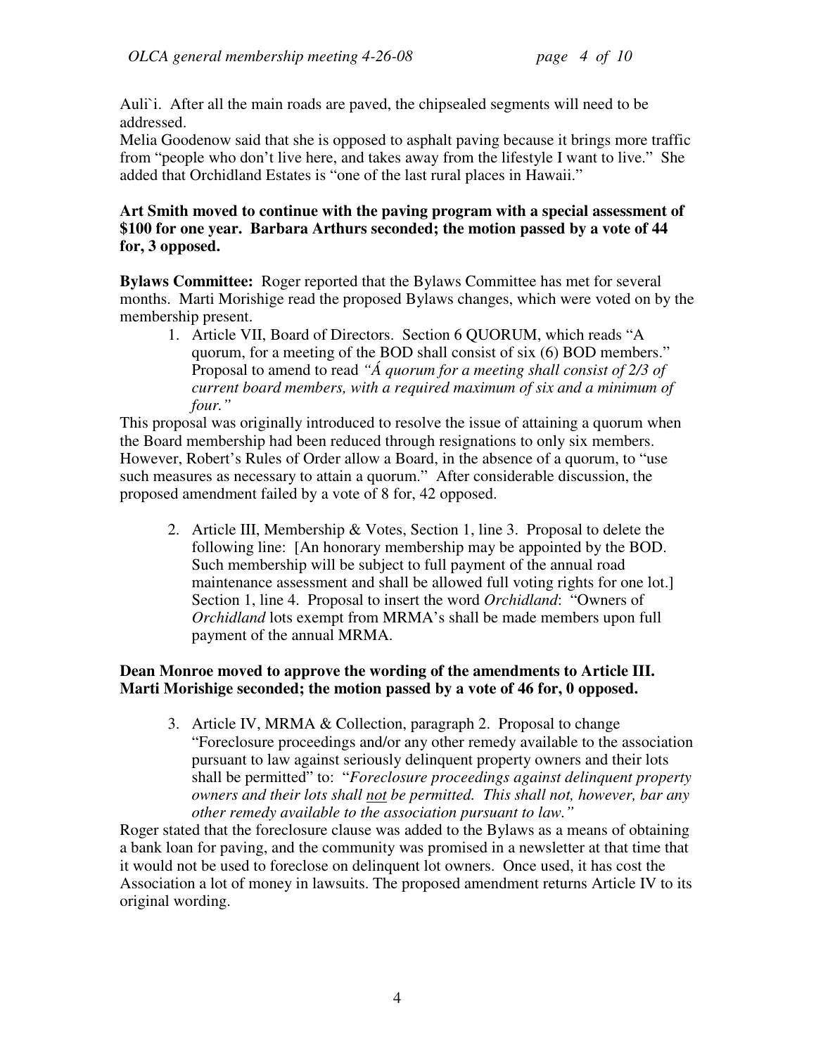Auli`i. After all the main roads are paved, the chipsealed segments will need to be addressed.
Melia Goodenow said that she is opposed to asphalt paving because it brings more traffic from "people who don't live here, and takes away from the lifestyle I want to live." She added that Orchidland Estates is "one of the last rural places in Hawaii."

**Art Smith moved to continue with the paving program with a special assessment of $100 for one year. Barbara Arthurs seconded; the motion passed by a vote of 44 for, 3 opposed.**

**Bylaws Committee:** Roger reported that the Bylaws Committee has met for several months. Marti Morishige read the proposed Bylaws changes, which were voted on by the membership present.

1. Article VII, Board of Directors. Section 6 QUORUM, which reads "A quorum, for a meeting of the BOD shall consist of six (6) BOD members." Proposal to amend to read *"Á quorum for a meeting shall consist of 2/3 of current board members, with a required maximum of six and a minimum of four."*

This proposal was originally introduced to resolve the issue of attaining a quorum when the Board membership had been reduced through resignations to only six members. However, Robert's Rules of Order allow a Board, in the absence of a quorum, to "use such measures as necessary to attain a quorum." After considerable discussion, the proposed amendment failed by a vote of 8 for, 42 opposed.

2. Article III, Membership & Votes, Section 1, line 3. Proposal to delete the following line: [An honorary membership may be appointed by the BOD. Such membership will be subject to full payment of the annual road maintenance assessment and shall be allowed full voting rights for one lot.] Section 1, line 4. Proposal to insert the word *Orchidland*: "Owners of *Orchidland* lots exempt from MRMA's shall be made members upon full payment of the annual MRMA.

**Dean Monroe moved to approve the wording of the amendments to Article III. Marti Morishige seconded; the motion passed by a vote of 46 for, 0 opposed.**

3. Article IV, MRMA & Collection, paragraph 2. Proposal to change "Foreclosure proceedings and/or any other remedy available to the association pursuant to law against seriously delinquent property owners and their lots shall be permitted" to: "*Foreclosure proceedings against delinquent property owners and their lots shall <u>not</u> be permitted. This shall not, however, bar any other remedy available to the association pursuant to law."*

Roger stated that the foreclosure clause was added to the Bylaws as a means of obtaining a bank loan for paving, and the community was promised in a newsletter at that time that it would not be used to foreclose on delinquent lot owners. Once used, it has cost the Association a lot of money in lawsuits. The proposed amendment returns Article IV to its original wording.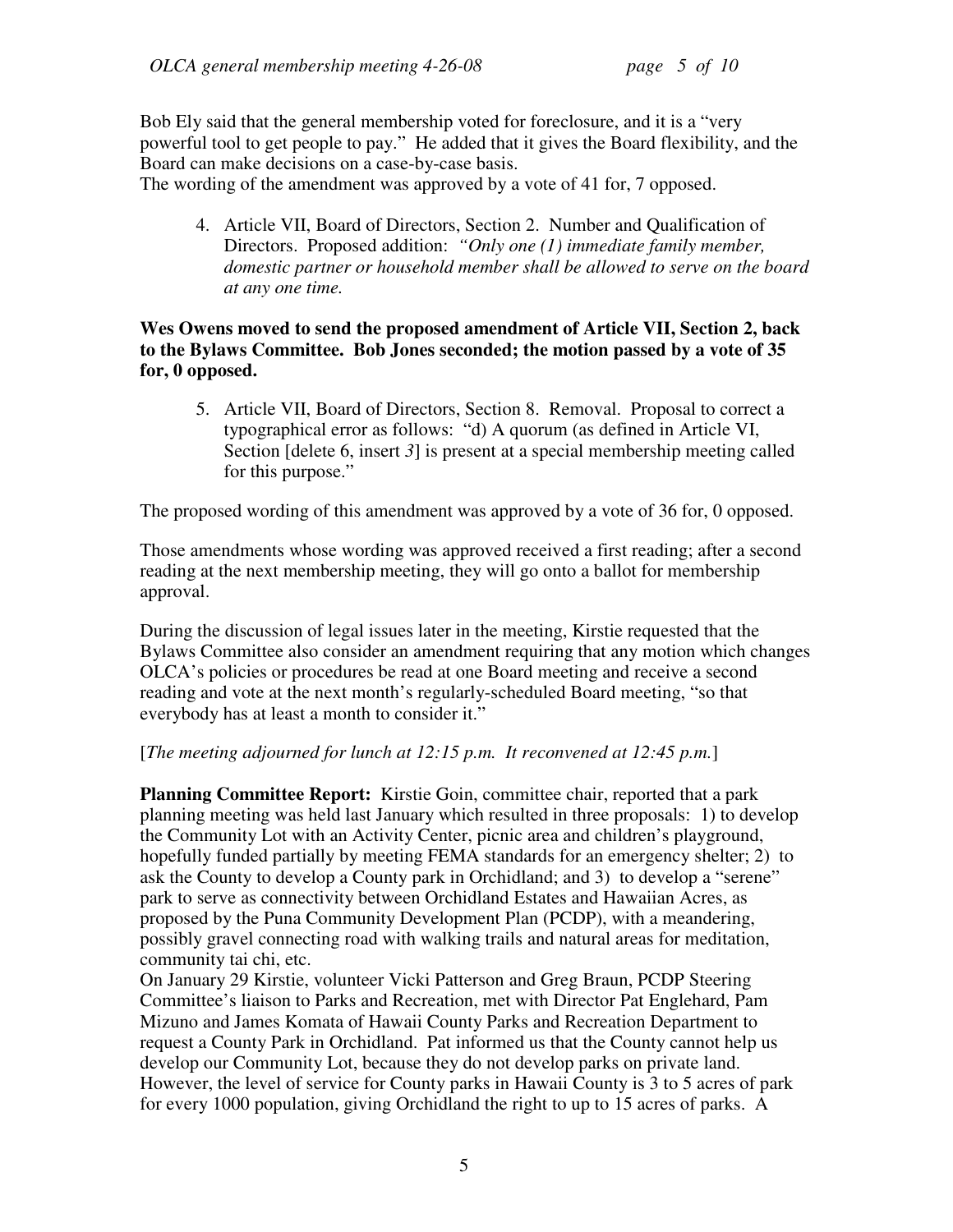Bob Ely said that the general membership voted for foreclosure, and it is a "very powerful tool to get people to pay." He added that it gives the Board flexibility, and the Board can make decisions on a case-by-case basis.
The wording of the amendment was approved by a vote of 41 for, 7 opposed.

4. Article VII, Board of Directors, Section 2. Number and Qualification of Directors. Proposed addition: *"Only one (1) immediate family member, domestic partner or household member shall be allowed to serve on the board at any one time.*

**Wes Owens moved to send the proposed amendment of Article VII, Section 2, back to the Bylaws Committee. Bob Jones seconded; the motion passed by a vote of 35 for, 0 opposed.**

5. Article VII, Board of Directors, Section 8. Removal. Proposal to correct a typographical error as follows: "d) A quorum (as defined in Article VI, Section [delete 6, insert *3*] is present at a special membership meeting called for this purpose."

The proposed wording of this amendment was approved by a vote of 36 for, 0 opposed.

Those amendments whose wording was approved received a first reading; after a second reading at the next membership meeting, they will go onto a ballot for membership approval.

During the discussion of legal issues later in the meeting, Kirstie requested that the Bylaws Committee also consider an amendment requiring that any motion which changes OLCA's policies or procedures be read at one Board meeting and receive a second reading and vote at the next month's regularly-scheduled Board meeting, "so that everybody has at least a month to consider it."

[*The meeting adjourned for lunch at 12:15 p.m. It reconvened at 12:45 p.m.*]

**Planning Committee Report:** Kirstie Goin, committee chair, reported that a park planning meeting was held last January which resulted in three proposals: 1) to develop the Community Lot with an Activity Center, picnic area and children's playground, hopefully funded partially by meeting FEMA standards for an emergency shelter; 2) to ask the County to develop a County park in Orchidland; and 3) to develop a "serene" park to serve as connectivity between Orchidland Estates and Hawaiian Acres, as proposed by the Puna Community Development Plan (PCDP), with a meandering, possibly gravel connecting road with walking trails and natural areas for meditation, community tai chi, etc.
On January 29 Kirstie, volunteer Vicki Patterson and Greg Braun, PCDP Steering Committee's liaison to Parks and Recreation, met with Director Pat Englehard, Pam Mizuno and James Komata of Hawaii County Parks and Recreation Department to request a County Park in Orchidland. Pat informed us that the County cannot help us develop our Community Lot, because they do not develop parks on private land. However, the level of service for County parks in Hawaii County is 3 to 5 acres of park for every 1000 population, giving Orchidland the right to up to 15 acres of parks. A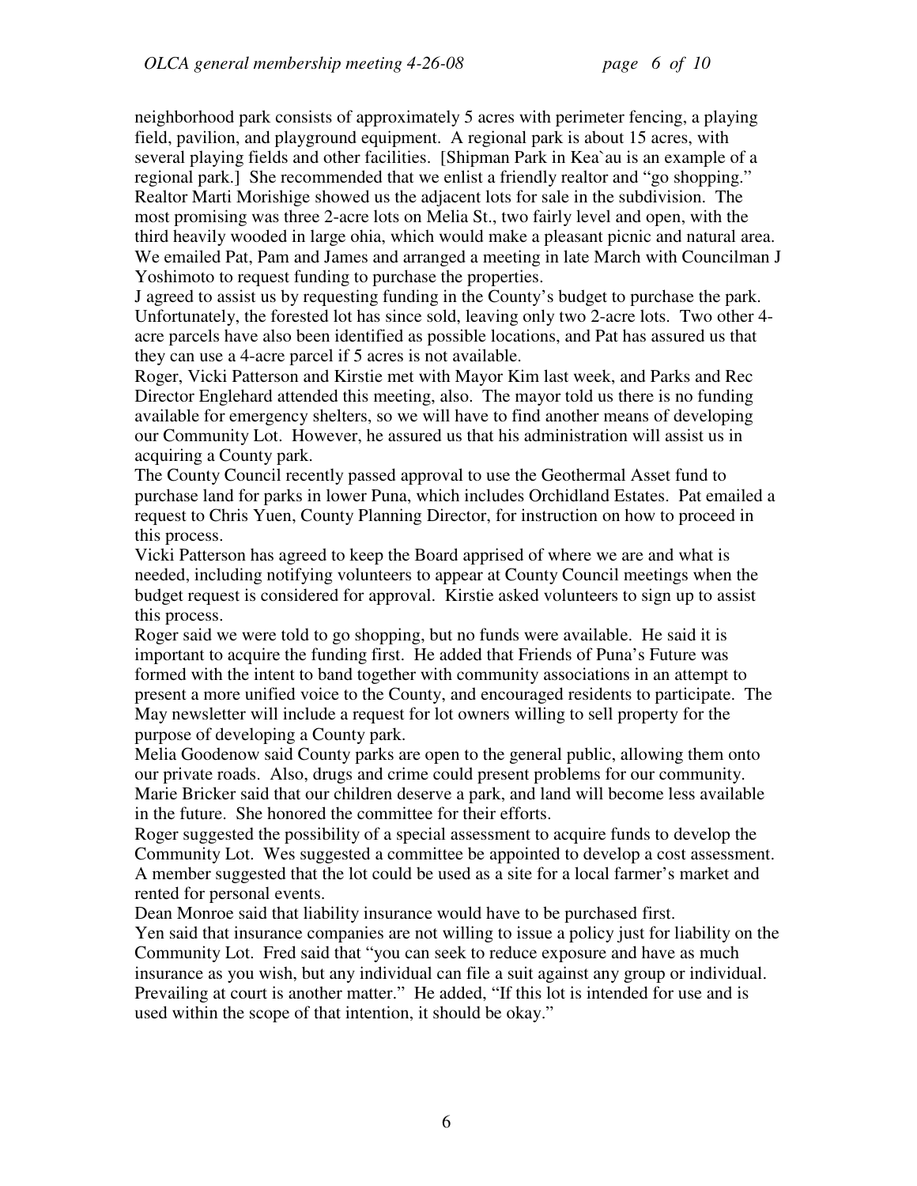neighborhood park consists of approximately 5 acres with perimeter fencing, a playing field, pavilion, and playground equipment. A regional park is about 15 acres, with several playing fields and other facilities. [Shipman Park in Kea`au is an example of a regional park.] She recommended that we enlist a friendly realtor and "go shopping." Realtor Marti Morishige showed us the adjacent lots for sale in the subdivision. The most promising was three 2-acre lots on Melia St., two fairly level and open, with the third heavily wooded in large ohia, which would make a pleasant picnic and natural area. We emailed Pat, Pam and James and arranged a meeting in late March with Councilman J Yoshimoto to request funding to purchase the properties.

J agreed to assist us by requesting funding in the County's budget to purchase the park. Unfortunately, the forested lot has since sold, leaving only two 2-acre lots. Two other 4-acre parcels have also been identified as possible locations, and Pat has assured us that they can use a 4-acre parcel if 5 acres is not available.

Roger, Vicki Patterson and Kirstie met with Mayor Kim last week, and Parks and Rec Director Englehard attended this meeting, also. The mayor told us there is no funding available for emergency shelters, so we will have to find another means of developing our Community Lot. However, he assured us that his administration will assist us in acquiring a County park.

The County Council recently passed approval to use the Geothermal Asset fund to purchase land for parks in lower Puna, which includes Orchidland Estates. Pat emailed a request to Chris Yuen, County Planning Director, for instruction on how to proceed in this process.

Vicki Patterson has agreed to keep the Board apprised of where we are and what is needed, including notifying volunteers to appear at County Council meetings when the budget request is considered for approval. Kirstie asked volunteers to sign up to assist this process.

Roger said we were told to go shopping, but no funds were available. He said it is important to acquire the funding first. He added that Friends of Puna's Future was formed with the intent to band together with community associations in an attempt to present a more unified voice to the County, and encouraged residents to participate. The May newsletter will include a request for lot owners willing to sell property for the purpose of developing a County park.

Melia Goodenow said County parks are open to the general public, allowing them onto our private roads. Also, drugs and crime could present problems for our community. Marie Bricker said that our children deserve a park, and land will become less available in the future. She honored the committee for their efforts.

Roger suggested the possibility of a special assessment to acquire funds to develop the Community Lot. Wes suggested a committee be appointed to develop a cost assessment. A member suggested that the lot could be used as a site for a local farmer's market and rented for personal events.

Dean Monroe said that liability insurance would have to be purchased first.

Yen said that insurance companies are not willing to issue a policy just for liability on the Community Lot. Fred said that "you can seek to reduce exposure and have as much insurance as you wish, but any individual can file a suit against any group or individual. Prevailing at court is another matter." He added, "If this lot is intended for use and is used within the scope of that intention, it should be okay."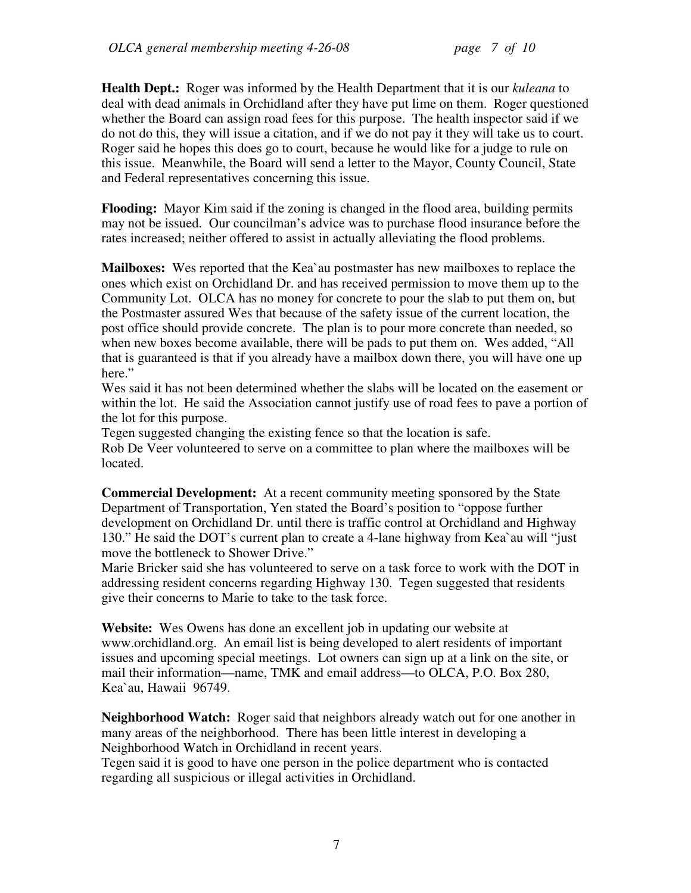**Health Dept.:** Roger was informed by the Health Department that it is our *kuleana* to deal with dead animals in Orchidland after they have put lime on them. Roger questioned whether the Board can assign road fees for this purpose. The health inspector said if we do not do this, they will issue a citation, and if we do not pay it they will take us to court. Roger said he hopes this does go to court, because he would like for a judge to rule on this issue. Meanwhile, the Board will send a letter to the Mayor, County Council, State and Federal representatives concerning this issue.

**Flooding:** Mayor Kim said if the zoning is changed in the flood area, building permits may not be issued. Our councilman's advice was to purchase flood insurance before the rates increased; neither offered to assist in actually alleviating the flood problems.

**Mailboxes:** Wes reported that the Kea`au postmaster has new mailboxes to replace the ones which exist on Orchidland Dr. and has received permission to move them up to the Community Lot. OLCA has no money for concrete to pour the slab to put them on, but the Postmaster assured Wes that because of the safety issue of the current location, the post office should provide concrete. The plan is to pour more concrete than needed, so when new boxes become available, there will be pads to put them on. Wes added, "All that is guaranteed is that if you already have a mailbox down there, you will have one up here."

Wes said it has not been determined whether the slabs will be located on the easement or within the lot. He said the Association cannot justify use of road fees to pave a portion of the lot for this purpose.

Tegen suggested changing the existing fence so that the location is safe.

Rob De Veer volunteered to serve on a committee to plan where the mailboxes will be located.

**Commercial Development:** At a recent community meeting sponsored by the State Department of Transportation, Yen stated the Board's position to "oppose further development on Orchidland Dr. until there is traffic control at Orchidland and Highway 130." He said the DOT's current plan to create a 4-lane highway from Kea`au will "just move the bottleneck to Shower Drive."

Marie Bricker said she has volunteered to serve on a task force to work with the DOT in addressing resident concerns regarding Highway 130. Tegen suggested that residents give their concerns to Marie to take to the task force.

**Website:** Wes Owens has done an excellent job in updating our website at www.orchidland.org. An email list is being developed to alert residents of important issues and upcoming special meetings. Lot owners can sign up at a link on the site, or mail their information—name, TMK and email address—to OLCA, P.O. Box 280, Kea`au, Hawaii 96749.

**Neighborhood Watch:** Roger said that neighbors already watch out for one another in many areas of the neighborhood. There has been little interest in developing a Neighborhood Watch in Orchidland in recent years.

Tegen said it is good to have one person in the police department who is contacted regarding all suspicious or illegal activities in Orchidland.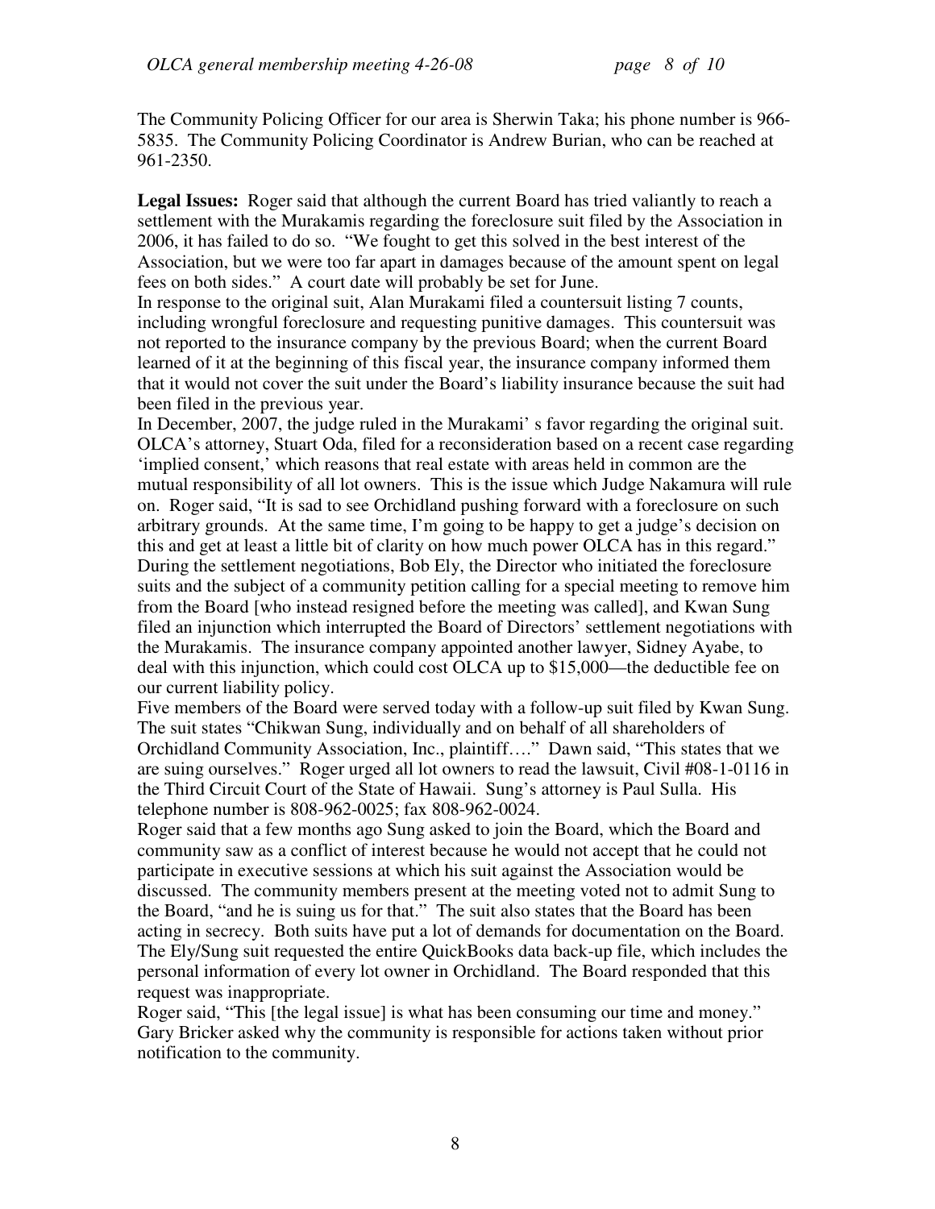The Community Policing Officer for our area is Sherwin Taka; his phone number is 966-5835. The Community Policing Coordinator is Andrew Burian, who can be reached at 961-2350.

**Legal Issues:** Roger said that although the current Board has tried valiantly to reach a settlement with the Murakamis regarding the foreclosure suit filed by the Association in 2006, it has failed to do so. "We fought to get this solved in the best interest of the Association, but we were too far apart in damages because of the amount spent on legal fees on both sides." A court date will probably be set for June.

In response to the original suit, Alan Murakami filed a countersuit listing 7 counts, including wrongful foreclosure and requesting punitive damages. This countersuit was not reported to the insurance company by the previous Board; when the current Board learned of it at the beginning of this fiscal year, the insurance company informed them that it would not cover the suit under the Board's liability insurance because the suit had been filed in the previous year.

In December, 2007, the judge ruled in the Murakami' s favor regarding the original suit. OLCA's attorney, Stuart Oda, filed for a reconsideration based on a recent case regarding 'implied consent,' which reasons that real estate with areas held in common are the mutual responsibility of all lot owners. This is the issue which Judge Nakamura will rule on. Roger said, "It is sad to see Orchidland pushing forward with a foreclosure on such arbitrary grounds. At the same time, I'm going to be happy to get a judge's decision on this and get at least a little bit of clarity on how much power OLCA has in this regard."

During the settlement negotiations, Bob Ely, the Director who initiated the foreclosure suits and the subject of a community petition calling for a special meeting to remove him from the Board [who instead resigned before the meeting was called], and Kwan Sung filed an injunction which interrupted the Board of Directors' settlement negotiations with the Murakamis. The insurance company appointed another lawyer, Sidney Ayabe, to deal with this injunction, which could cost OLCA up to $15,000—the deductible fee on our current liability policy.

Five members of the Board were served today with a follow-up suit filed by Kwan Sung. The suit states "Chikwan Sung, individually and on behalf of all shareholders of Orchidland Community Association, Inc., plaintiff…." Dawn said, "This states that we are suing ourselves." Roger urged all lot owners to read the lawsuit, Civil #08-1-0116 in the Third Circuit Court of the State of Hawaii. Sung's attorney is Paul Sulla. His telephone number is 808-962-0025; fax 808-962-0024.

Roger said that a few months ago Sung asked to join the Board, which the Board and community saw as a conflict of interest because he would not accept that he could not participate in executive sessions at which his suit against the Association would be discussed. The community members present at the meeting voted not to admit Sung to the Board, "and he is suing us for that." The suit also states that the Board has been acting in secrecy. Both suits have put a lot of demands for documentation on the Board. The Ely/Sung suit requested the entire QuickBooks data back-up file, which includes the personal information of every lot owner in Orchidland. The Board responded that this request was inappropriate.

Roger said, "This [the legal issue] is what has been consuming our time and money." Gary Bricker asked why the community is responsible for actions taken without prior notification to the community.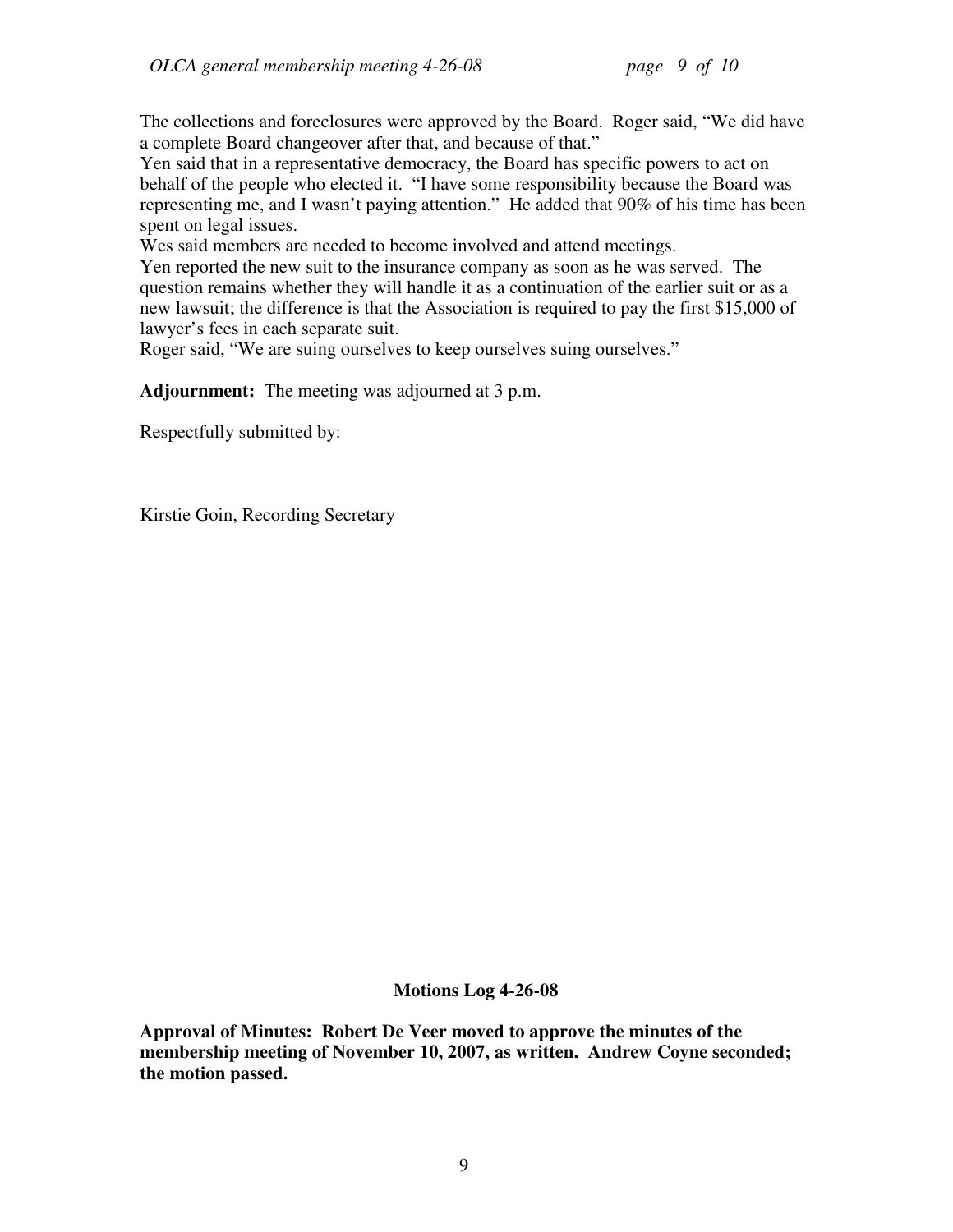The collections and foreclosures were approved by the Board. Roger said, "We did have a complete Board changeover after that, and because of that."

Yen said that in a representative democracy, the Board has specific powers to act on behalf of the people who elected it. "I have some responsibility because the Board was representing me, and I wasn't paying attention." He added that 90% of his time has been spent on legal issues.

Wes said members are needed to become involved and attend meetings.

Yen reported the new suit to the insurance company as soon as he was served. The question remains whether they will handle it as a continuation of the earlier suit or as a new lawsuit; the difference is that the Association is required to pay the first $15,000 of lawyer's fees in each separate suit.

Roger said, "We are suing ourselves to keep ourselves suing ourselves."

**Adjournment:** The meeting was adjourned at 3 p.m.

Respectfully submitted by:

Kirstie Goin, Recording Secretary

**Motions Log 4-26-08**

**Approval of Minutes: Robert De Veer moved to approve the minutes of the membership meeting of November 10, 2007, as written. Andrew Coyne seconded; the motion passed.**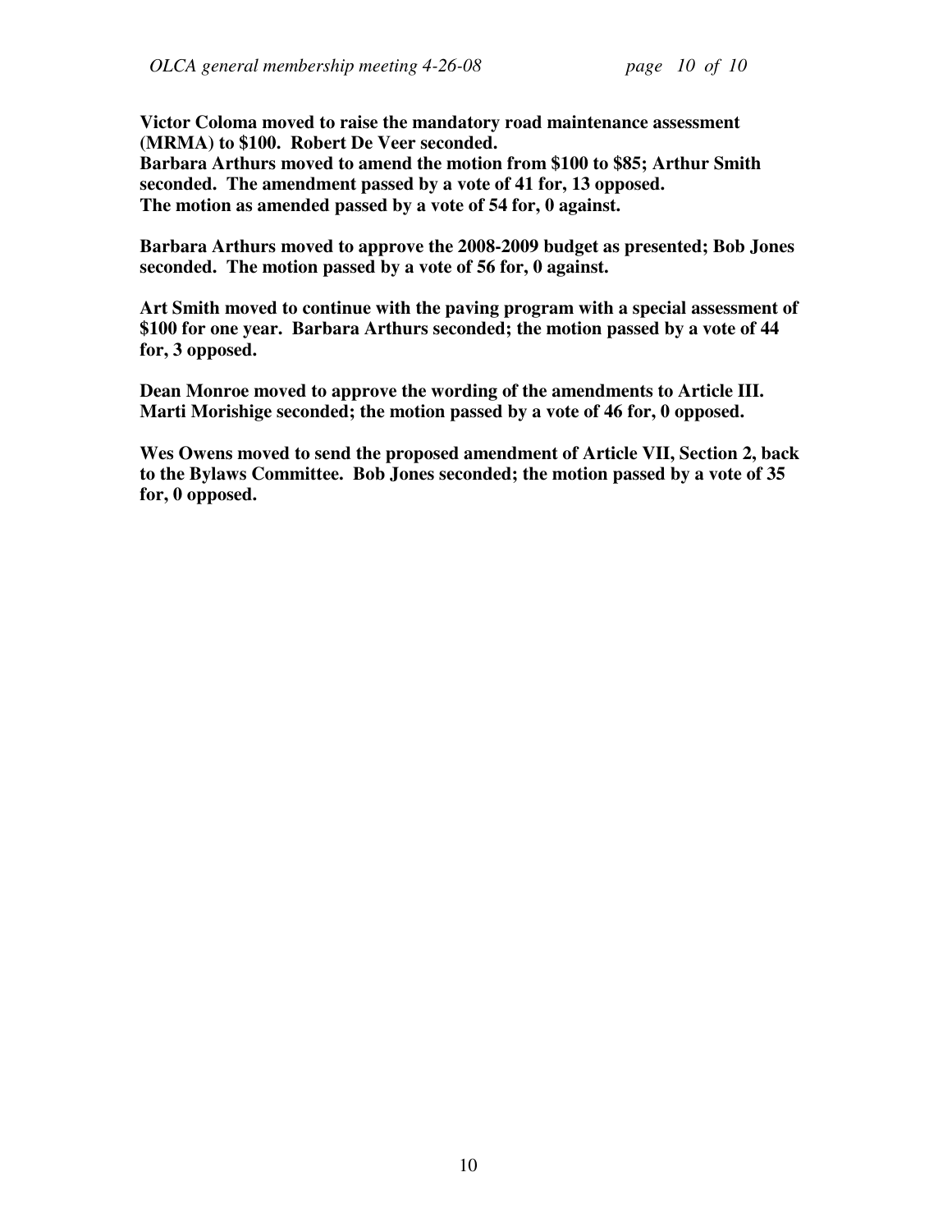**Victor Coloma moved to raise the mandatory road maintenance assessment (MRMA) to $100. Robert De Veer seconded.**
**Barbara Arthurs moved to amend the motion from $100 to $85; Arthur Smith seconded. The amendment passed by a vote of 41 for, 13 opposed.**
**The motion as amended passed by a vote of 54 for, 0 against.**

**Barbara Arthurs moved to approve the 2008-2009 budget as presented; Bob Jones seconded. The motion passed by a vote of 56 for, 0 against.**

**Art Smith moved to continue with the paving program with a special assessment of $100 for one year. Barbara Arthurs seconded; the motion passed by a vote of 44 for, 3 opposed.**

**Dean Monroe moved to approve the wording of the amendments to Article III. Marti Morishige seconded; the motion passed by a vote of 46 for, 0 opposed.**

**Wes Owens moved to send the proposed amendment of Article VII, Section 2, back to the Bylaws Committee. Bob Jones seconded; the motion passed by a vote of 35 for, 0 opposed.**